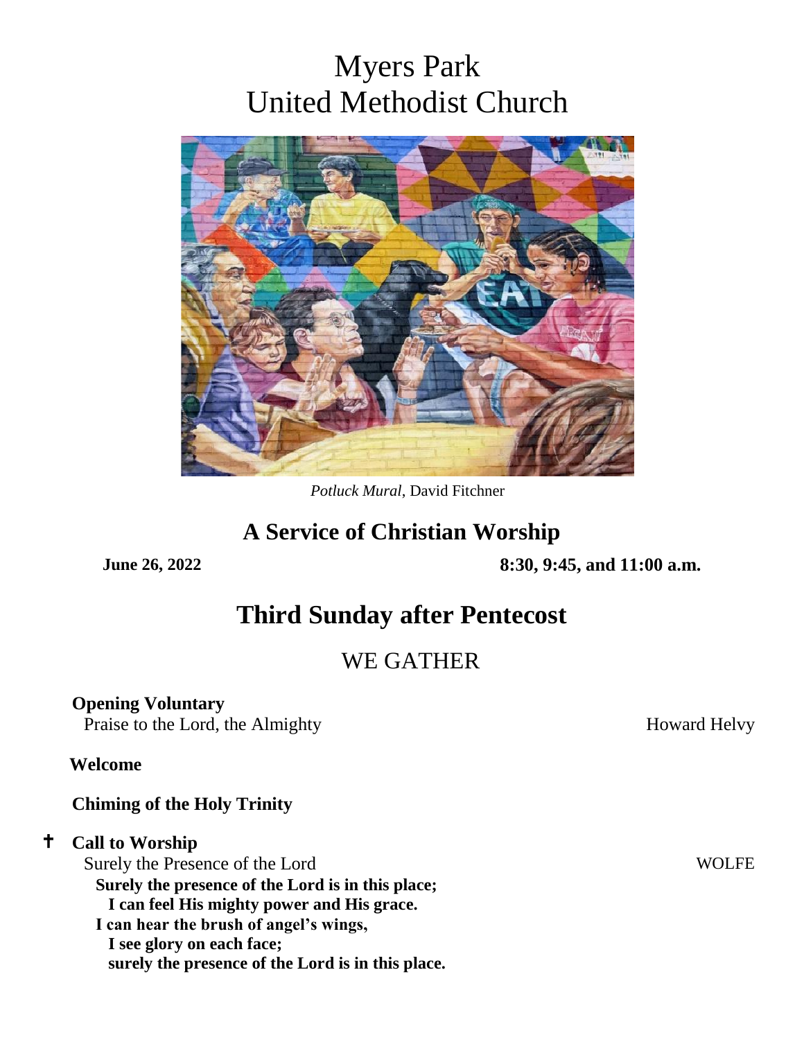# Myers Park
# United Methodist Church

*Potluck Mural*, David Fitchner

## A Service of Christian Worship

**June 26, 2022** **8:30, 9:45, and 11:00 a.m.**

## Third Sunday after Pentecost

## WE GATHER

**Opening Voluntary**
Praise to the Lord, the Almighty — Howard Helvy

**Welcome**

**Chiming of the Holy Trinity**

✝ **Call to Worship**
Surely the Presence of the Lord — WOLFE

**Surely the presence of the Lord is in this place;**
**I can feel His mighty power and His grace.**
**I can hear the brush of angel's wings,**
**I see glory on each face;**
**surely the presence of the Lord is in this place.**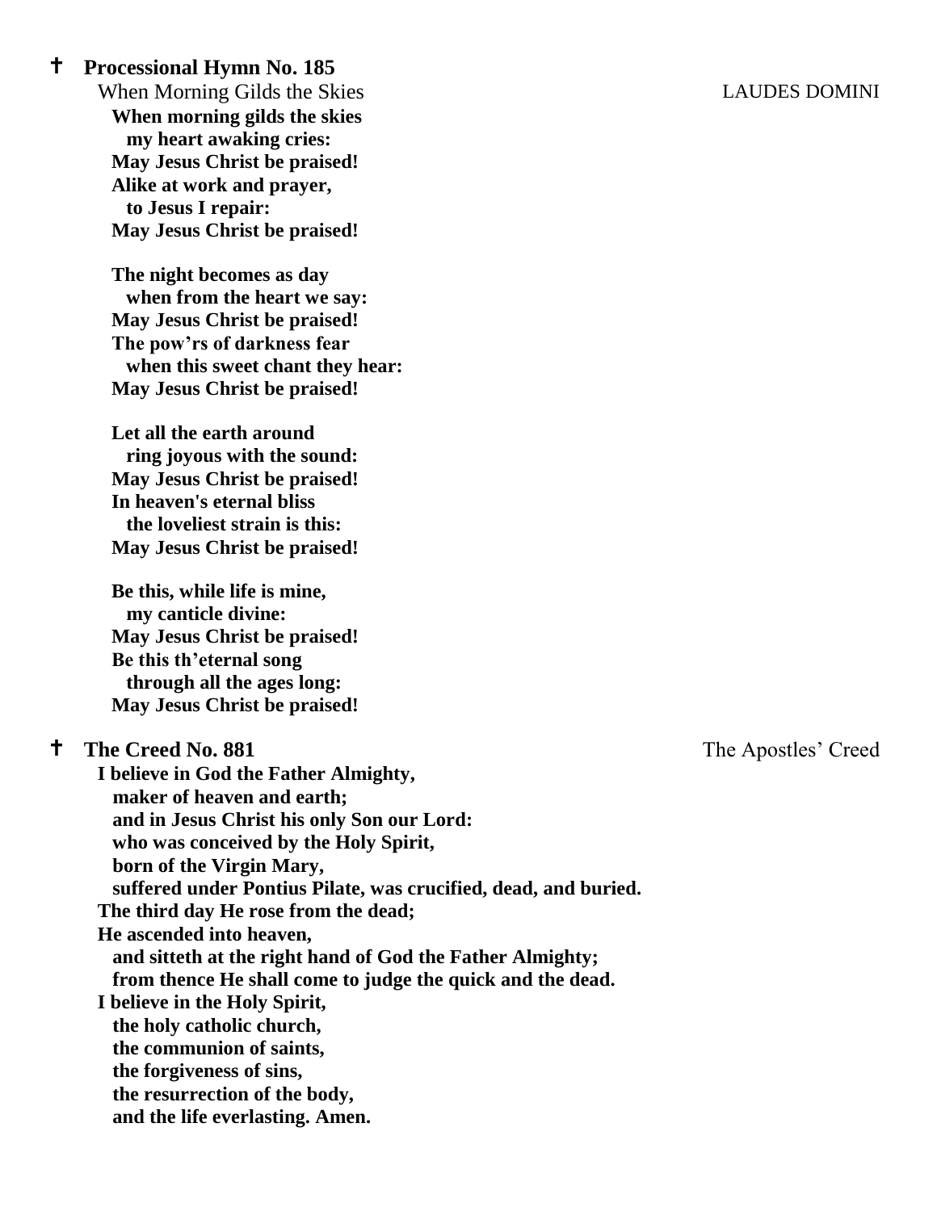✝ **Processional Hymn No. 185**

When Morning Gilds the Skies LAUDES DOMINI

**When morning gilds the skies**
**my heart awaking cries:**
**May Jesus Christ be praised!**
**Alike at work and prayer,**
**to Jesus I repair:**
**May Jesus Christ be praised!**

**The night becomes as day**
**when from the heart we say:**
**May Jesus Christ be praised!**
**The pow'rs of darkness fear**
**when this sweet chant they hear:**
**May Jesus Christ be praised!**

**Let all the earth around**
**ring joyous with the sound:**
**May Jesus Christ be praised!**
**In heaven's eternal bliss**
**the loveliest strain is this:**
**May Jesus Christ be praised!**

**Be this, while life is mine,**
**my canticle divine:**
**May Jesus Christ be praised!**
**Be this th'eternal song**
**through all the ages long:**
**May Jesus Christ be praised!**

✝ **The Creed No. 881** The Apostles' Creed

**I believe in God the Father Almighty,**
**maker of heaven and earth;**
**and in Jesus Christ his only Son our Lord:**
**who was conceived by the Holy Spirit,**
**born of the Virgin Mary,**
**suffered under Pontius Pilate, was crucified, dead, and buried.**
**The third day He rose from the dead;**
**He ascended into heaven,**
**and sitteth at the right hand of God the Father Almighty;**
**from thence He shall come to judge the quick and the dead.**
**I believe in the Holy Spirit,**
**the holy catholic church,**
**the communion of saints,**
**the forgiveness of sins,**
**the resurrection of the body,**
**and the life everlasting. Amen.**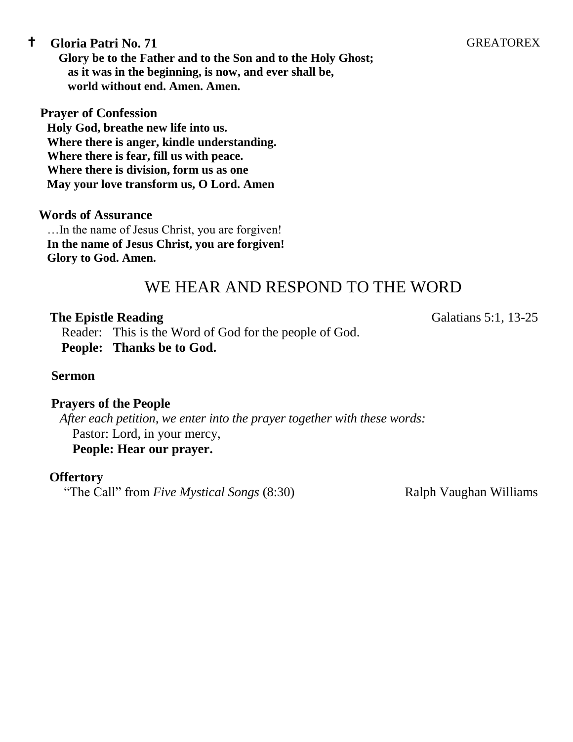✝ **Gloria Patri No. 71** GREATOREX

**Glory be to the Father and to the Son and to the Holy Ghost;**
**as it was in the beginning, is now, and ever shall be,**
**world without end. Amen. Amen.**

**Prayer of Confession**

**Holy God, breathe new life into us.**
**Where there is anger, kindle understanding.**
**Where there is fear, fill us with peace.**
**Where there is division, form us as one**
**May your love transform us, O Lord. Amen**

**Words of Assurance**

…In the name of Jesus Christ, you are forgiven!
**In the name of Jesus Christ, you are forgiven!**
**Glory to God. Amen.**

## WE HEAR AND RESPOND TO THE WORD

**The Epistle Reading** Galatians 5:1, 13-25

Reader: This is the Word of God for the people of God.
**People: Thanks be to God.**

**Sermon**

**Prayers of the People**

*After each petition, we enter into the prayer together with these words:*
Pastor: Lord, in your mercy,
**People: Hear our prayer.**

**Offertory**

"The Call" from *Five Mystical Songs* (8:30) Ralph Vaughan Williams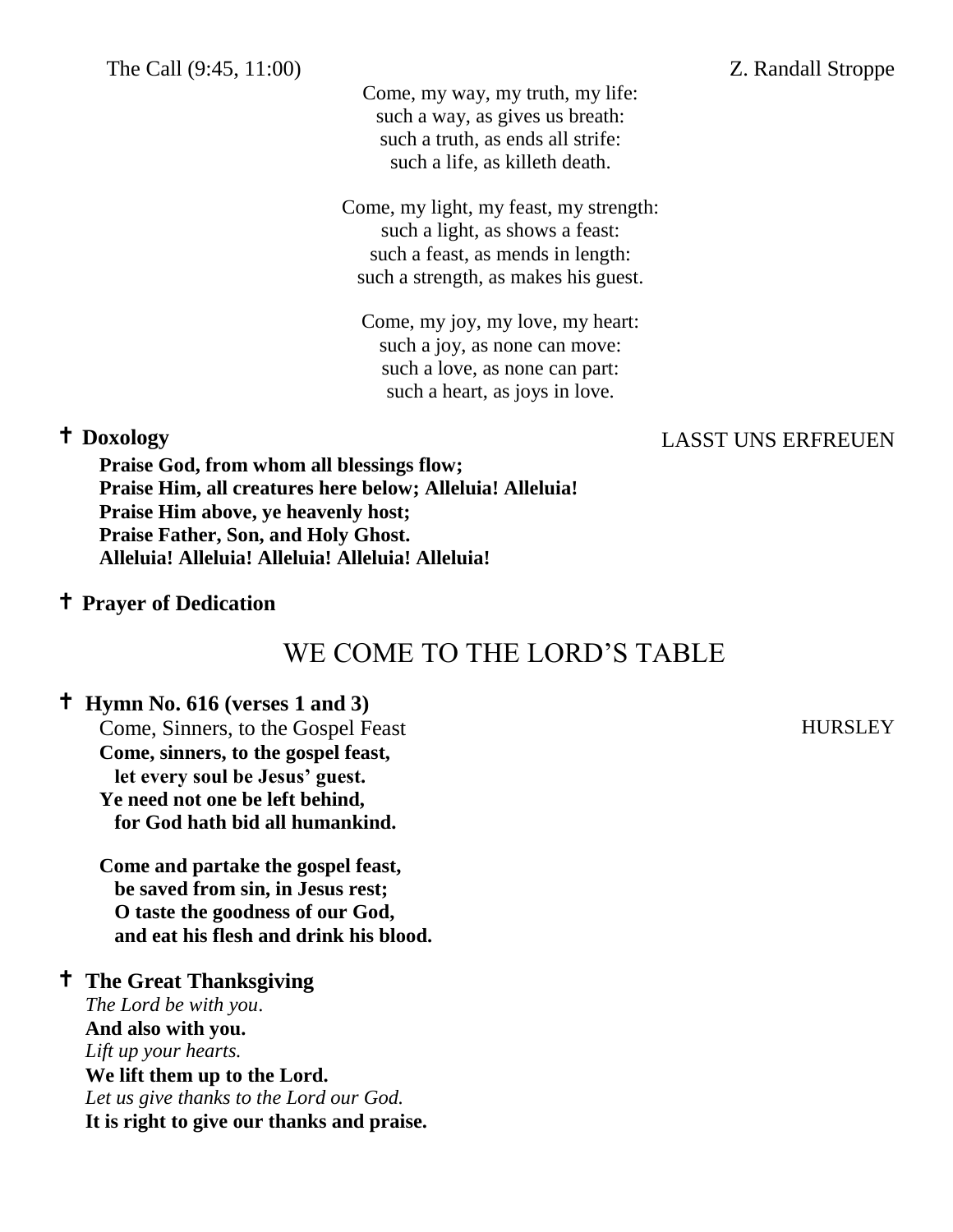The Call (9:45, 11:00) Z. Randall Stroppe

Come, my way, my truth, my life:
such a way, as gives us breath:
such a truth, as ends all strife:
such a life, as killeth death.

Come, my light, my feast, my strength:
such a light, as shows a feast:
such a feast, as mends in length:
such a strength, as makes his guest.

Come, my joy, my love, my heart:
such a joy, as none can move:
such a love, as none can part:
such a heart, as joys in love.

**✝ Doxology** LASST UNS ERFREUEN

**Praise God, from whom all blessings flow;**
**Praise Him, all creatures here below; Alleluia! Alleluia!**
**Praise Him above, ye heavenly host;**
**Praise Father, Son, and Holy Ghost.**
**Alleluia! Alleluia! Alleluia! Alleluia! Alleluia!**

**✝ Prayer of Dedication**

## WE COME TO THE LORD'S TABLE

**✝ Hymn No. 616 (verses 1 and 3)**
Come, Sinners, to the Gospel Feast HURSLEY

**Come, sinners, to the gospel feast,**
**let every soul be Jesus' guest.**
**Ye need not one be left behind,**
**for God hath bid all humankind.**

**Come and partake the gospel feast,**
**be saved from sin, in Jesus rest;**
**O taste the goodness of our God,**
**and eat his flesh and drink his blood.**

**✝ The Great Thanksgiving**
*The Lord be with you.*
**And also with you.**
*Lift up your hearts.*
**We lift them up to the Lord.**
*Let us give thanks to the Lord our God.*
**It is right to give our thanks and praise.**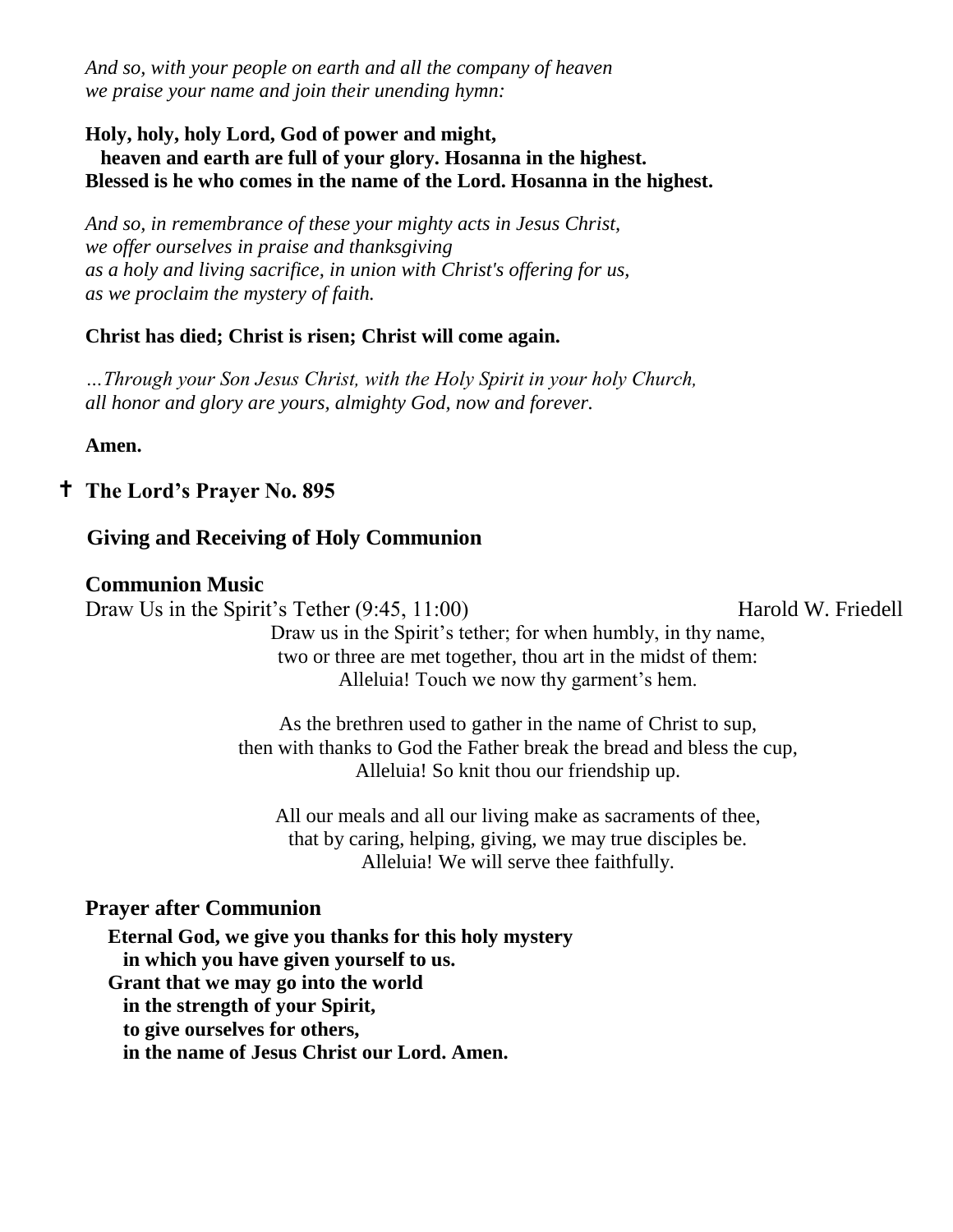*And so, with your people on earth and all the company of heaven*
*we praise your name and join their unending hymn:*

**Holy, holy, holy Lord, God of power and might,**
**heaven and earth are full of your glory. Hosanna in the highest.**
**Blessed is he who comes in the name of the Lord. Hosanna in the highest.**

*And so, in remembrance of these your mighty acts in Jesus Christ,*
*we offer ourselves in praise and thanksgiving*
*as a holy and living sacrifice, in union with Christ's offering for us,*
*as we proclaim the mystery of faith.*

**Christ has died; Christ is risen; Christ will come again.**

*…Through your Son Jesus Christ, with the Holy Spirit in your holy Church,*
*all honor and glory are yours, almighty God, now and forever.*

**Amen.**

## ✝ The Lord's Prayer No. 895

## Giving and Receiving of Holy Communion

### Communion Music

Draw Us in the Spirit's Tether (9:45, 11:00) Harold W. Friedell

Draw us in the Spirit's tether; for when humbly, in thy name,
two or three are met together, thou art in the midst of them:
Alleluia! Touch we now thy garment's hem.

As the brethren used to gather in the name of Christ to sup,
then with thanks to God the Father break the bread and bless the cup,
Alleluia! So knit thou our friendship up.

All our meals and all our living make as sacraments of thee,
that by caring, helping, giving, we may true disciples be.
Alleluia! We will serve thee faithfully.

### Prayer after Communion

**Eternal God, we give you thanks for this holy mystery**
**in which you have given yourself to us.**
**Grant that we may go into the world**
**in the strength of your Spirit,**
**to give ourselves for others,**
**in the name of Jesus Christ our Lord. Amen.**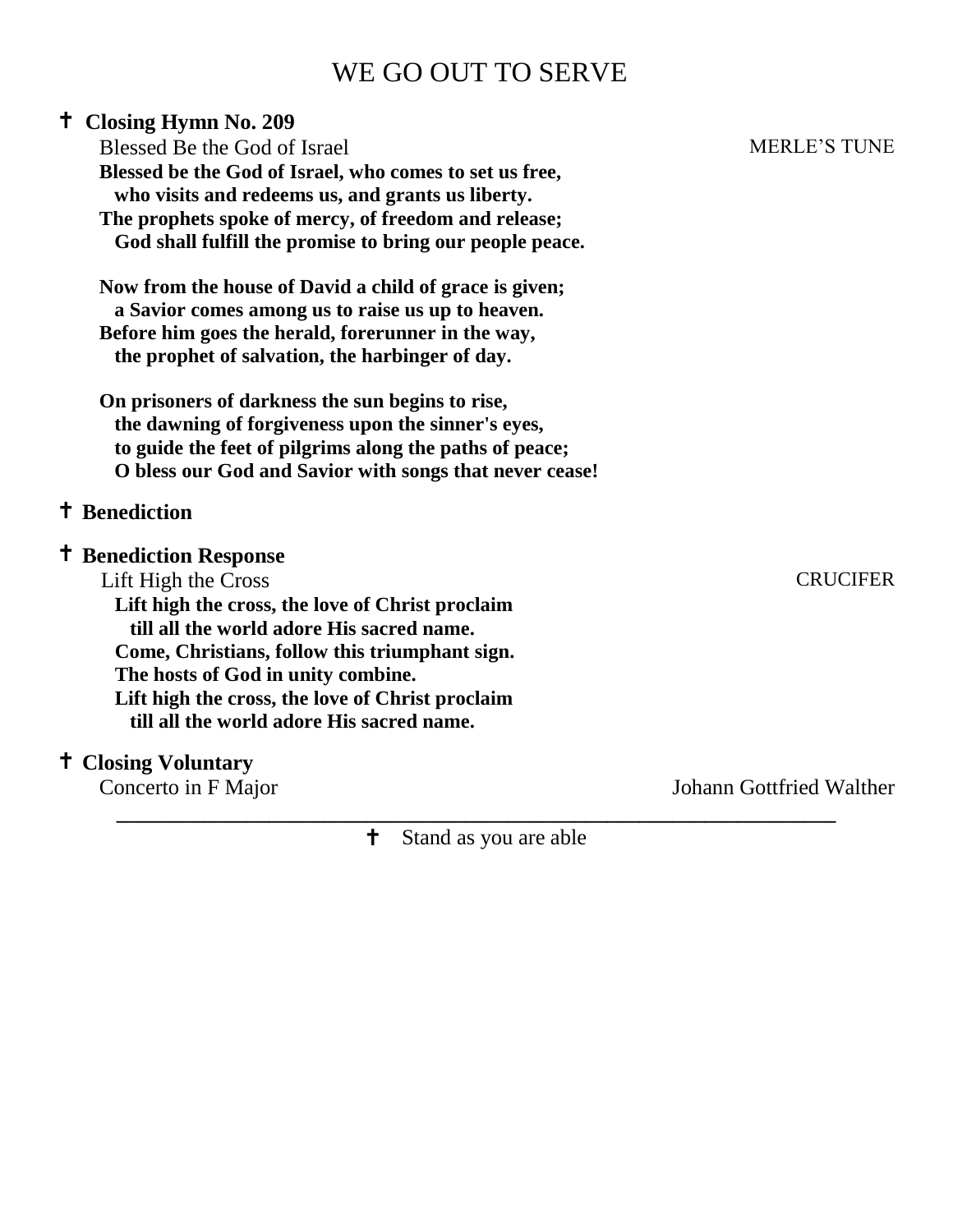# WE GO OUT TO SERVE

**† Closing Hymn No. 209**

Blessed Be the God of Israel — MERLE'S TUNE

**Blessed be the God of Israel, who comes to set us free,**
**who visits and redeems us, and grants us liberty.**
**The prophets spoke of mercy, of freedom and release;**
**God shall fulfill the promise to bring our people peace.**

**Now from the house of David a child of grace is given;**
**a Savior comes among us to raise us up to heaven.**
**Before him goes the herald, forerunner in the way,**
**the prophet of salvation, the harbinger of day.**

**On prisoners of darkness the sun begins to rise,**
**the dawning of forgiveness upon the sinner's eyes,**
**to guide the feet of pilgrims along the paths of peace;**
**O bless our God and Savior with songs that never cease!**

**† Benediction**

**† Benediction Response**

Lift High the Cross — CRUCIFER

**Lift high the cross, the love of Christ proclaim**
**till all the world adore His sacred name.**
**Come, Christians, follow this triumphant sign.**
**The hosts of God in unity combine.**
**Lift high the cross, the love of Christ proclaim**
**till all the world adore His sacred name.**

**† Closing Voluntary**

Concerto in F Major — Johann Gottfried Walther

---

† Stand as you are able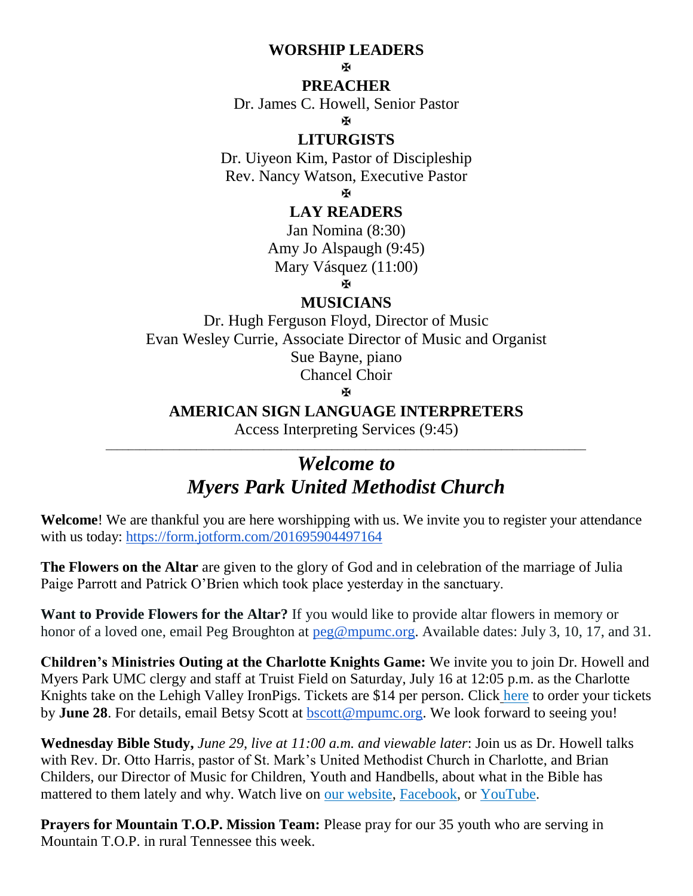**WORSHIP LEADERS**

✠

**PREACHER**

Dr. James C. Howell, Senior Pastor

✠

**LITURGISTS**

Dr. Uiyeon Kim, Pastor of Discipleship
Rev. Nancy Watson, Executive Pastor

✠

**LAY READERS**

Jan Nomina (8:30)
Amy Jo Alspaugh (9:45)
Mary Vásquez (11:00)

✠

**MUSICIANS**

Dr. Hugh Ferguson Floyd, Director of Music
Evan Wesley Currie, Associate Director of Music and Organist
Sue Bayne, piano
Chancel Choir

✠

**AMERICAN SIGN LANGUAGE INTERPRETERS**

Access Interpreting Services (9:45)

---

## *Welcome to Myers Park United Methodist Church*

**Welcome**! We are thankful you are here worshipping with us. We invite you to register your attendance with us today: https://form.jotform.com/201695904497164

**The Flowers on the Altar** are given to the glory of God and in celebration of the marriage of Julia Paige Parrott and Patrick O'Brien which took place yesterday in the sanctuary.

**Want to Provide Flowers for the Altar?** If you would like to provide altar flowers in memory or honor of a loved one, email Peg Broughton at peg@mpumc.org. Available dates: July 3, 10, 17, and 31.

**Children's Ministries Outing at the Charlotte Knights Game:** We invite you to join Dr. Howell and Myers Park UMC clergy and staff at Truist Field on Saturday, July 16 at 12:05 p.m. as the Charlotte Knights take on the Lehigh Valley IronPigs. Tickets are $14 per person. Click here to order your tickets by **June 28**. For details, email Betsy Scott at bscott@mpumc.org. We look forward to seeing you!

**Wednesday Bible Study,** *June 29, live at 11:00 a.m. and viewable later*: Join us as Dr. Howell talks with Rev. Dr. Otto Harris, pastor of St. Mark's United Methodist Church in Charlotte, and Brian Childers, our Director of Music for Children, Youth and Handbells, about what in the Bible has mattered to them lately and why. Watch live on our website, Facebook, or YouTube.

**Prayers for Mountain T.O.P. Mission Team:** Please pray for our 35 youth who are serving in Mountain T.O.P. in rural Tennessee this week.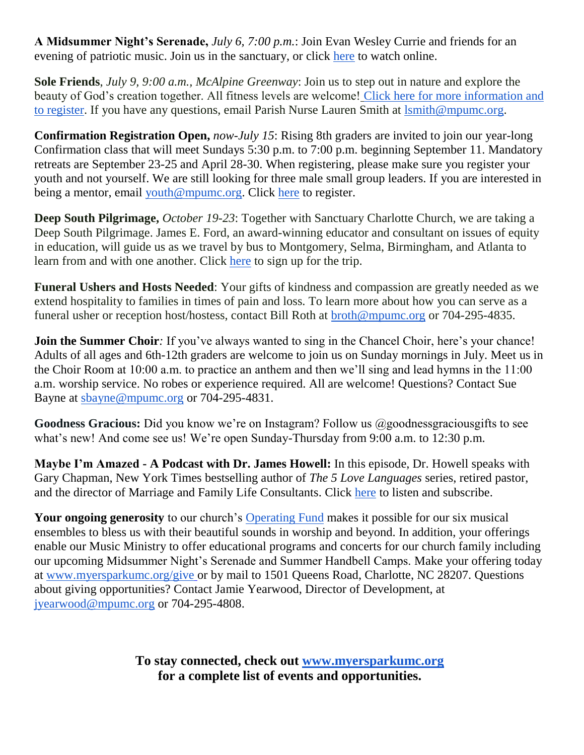**A Midsummer Night's Serenade,** *July 6, 7:00 p.m.*: Join Evan Wesley Currie and friends for an evening of patriotic music. Join us in the sanctuary, or click here to watch online.

**Sole Friends**, *July 9, 9:00 a.m., McAlpine Greenway*: Join us to step out in nature and explore the beauty of God's creation together. All fitness levels are welcome! Click here for more information and to register. If you have any questions, email Parish Nurse Lauren Smith at lsmith@mpumc.org.

**Confirmation Registration Open,** *now-July 15*: Rising 8th graders are invited to join our year-long Confirmation class that will meet Sundays 5:30 p.m. to 7:00 p.m. beginning September 11. Mandatory retreats are September 23-25 and April 28-30. When registering, please make sure you register your youth and not yourself. We are still looking for three male small group leaders. If you are interested in being a mentor, email youth@mpumc.org. Click here to register.

**Deep South Pilgrimage,** *October 19-23*: Together with Sanctuary Charlotte Church, we are taking a Deep South Pilgrimage. James E. Ford, an award-winning educator and consultant on issues of equity in education, will guide us as we travel by bus to Montgomery, Selma, Birmingham, and Atlanta to learn from and with one another. Click here to sign up for the trip.

**Funeral Ushers and Hosts Needed**: Your gifts of kindness and compassion are greatly needed as we extend hospitality to families in times of pain and loss. To learn more about how you can serve as a funeral usher or reception host/hostess, contact Bill Roth at broth@mpumc.org or 704-295-4835.

**Join the Summer Choir***:* If you've always wanted to sing in the Chancel Choir, here's your chance! Adults of all ages and 6th-12th graders are welcome to join us on Sunday mornings in July. Meet us in the Choir Room at 10:00 a.m. to practice an anthem and then we'll sing and lead hymns in the 11:00 a.m. worship service. No robes or experience required. All are welcome! Questions? Contact Sue Bayne at sbayne@mpumc.org or 704-295-4831.

**Goodness Gracious:** Did you know we're on Instagram? Follow us @goodnessgraciousgifts to see what's new! And come see us! We're open Sunday-Thursday from 9:00 a.m. to 12:30 p.m.

**Maybe I'm Amazed - A Podcast with Dr. James Howell:** In this episode, Dr. Howell speaks with Gary Chapman, New York Times bestselling author of *The 5 Love Languages* series, retired pastor, and the director of Marriage and Family Life Consultants. Click here to listen and subscribe.

**Your ongoing generosity** to our church's Operating Fund makes it possible for our six musical ensembles to bless us with their beautiful sounds in worship and beyond. In addition, your offerings enable our Music Ministry to offer educational programs and concerts for our church family including our upcoming Midsummer Night's Serenade and Summer Handbell Camps. Make your offering today at www.myersparkumc.org/give or by mail to 1501 Queens Road, Charlotte, NC 28207. Questions about giving opportunities? Contact Jamie Yearwood, Director of Development, at jyearwood@mpumc.org or 704-295-4808.

**To stay connected, check out www.myersparkumc.org for a complete list of events and opportunities.**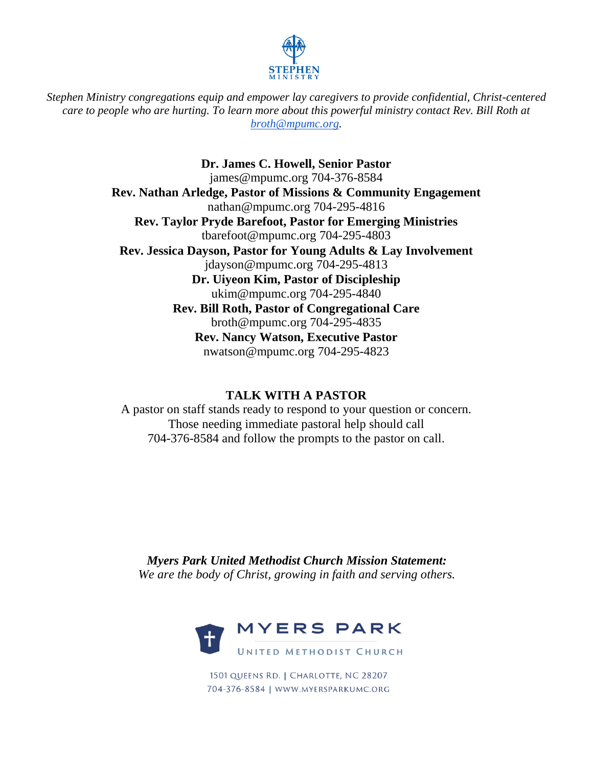STEPHEN MINISTRY

*Stephen Ministry congregations equip and empower lay caregivers to provide confidential, Christ-centered care to people who are hurting. To learn more about this powerful ministry contact Rev. Bill Roth at broth@mpumc.org.*

**Dr. James C. Howell, Senior Pastor**
james@mpumc.org 704-376-8584
**Rev. Nathan Arledge, Pastor of Missions & Community Engagement**
nathan@mpumc.org 704-295-4816
**Rev. Taylor Pryde Barefoot, Pastor for Emerging Ministries**
tbarefoot@mpumc.org 704-295-4803
**Rev. Jessica Dayson, Pastor for Young Adults & Lay Involvement**
jdayson@mpumc.org 704-295-4813
**Dr. Uiyeon Kim, Pastor of Discipleship**
ukim@mpumc.org 704-295-4840
**Rev. Bill Roth, Pastor of Congregational Care**
broth@mpumc.org 704-295-4835
**Rev. Nancy Watson, Executive Pastor**
nwatson@mpumc.org 704-295-4823

**TALK WITH A PASTOR**

A pastor on staff stands ready to respond to your question or concern.
Those needing immediate pastoral help should call
704-376-8584 and follow the prompts to the pastor on call.

***Myers Park United Methodist Church Mission Statement:***
*We are the body of Christ, growing in faith and serving others.*

MYERS PARK
UNITED METHODIST CHURCH

1501 QUEENS RD. | CHARLOTTE, NC 28207
704-376-8584 | WWW.MYERSPARKUMC.ORG